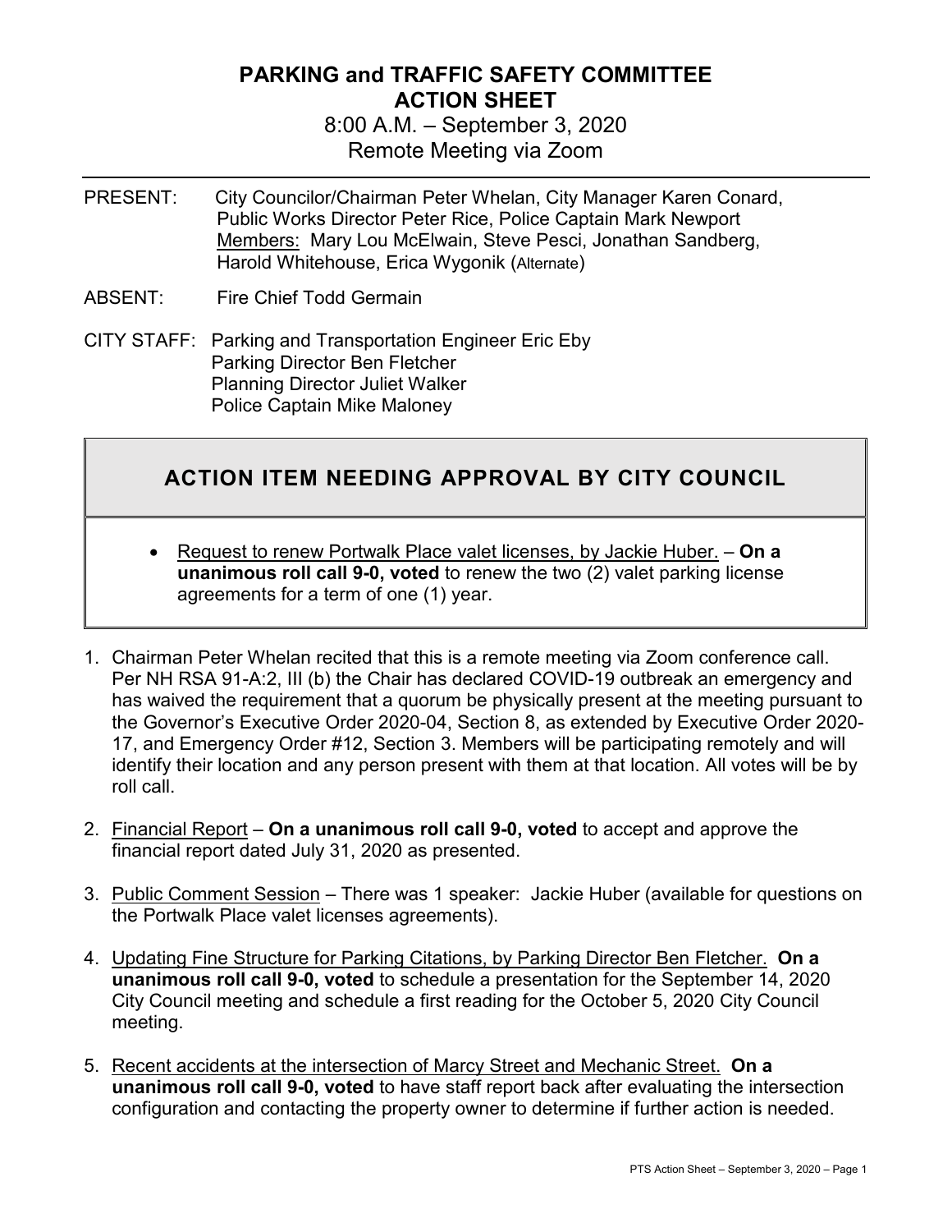# PARKING and TRAFFIC SAFETY COMMITTEE
## ACTION SHEET

8:00 A.M. – September 3, 2020
Remote Meeting via Zoom

---

PRESENT: City Councilor/Chairman Peter Whelan, City Manager Karen Conard, Public Works Director Peter Rice, Police Captain Mark Newport
Members: Mary Lou McElwain, Steve Pesci, Jonathan Sandberg, Harold Whitehouse, Erica Wygonik (Alternate)

ABSENT: Fire Chief Todd Germain

CITY STAFF: Parking and Transportation Engineer Eric Eby
Parking Director Ben Fletcher
Planning Director Juliet Walker
Police Captain Mike Maloney

## ACTION ITEM NEEDING APPROVAL BY CITY COUNCIL

- Request to renew Portwalk Place valet licenses, by Jackie Huber. – **On a unanimous roll call 9-0, voted** to renew the two (2) valet parking license agreements for a term of one (1) year.

1. Chairman Peter Whelan recited that this is a remote meeting via Zoom conference call. Per NH RSA 91-A:2, III (b) the Chair has declared COVID-19 outbreak an emergency and has waived the requirement that a quorum be physically present at the meeting pursuant to the Governor's Executive Order 2020-04, Section 8, as extended by Executive Order 2020-17, and Emergency Order #12, Section 3. Members will be participating remotely and will identify their location and any person present with them at that location. All votes will be by roll call.

2. Financial Report – **On a unanimous roll call 9-0, voted** to accept and approve the financial report dated July 31, 2020 as presented.

3. Public Comment Session – There was 1 speaker: Jackie Huber (available for questions on the Portwalk Place valet licenses agreements).

4. Updating Fine Structure for Parking Citations, by Parking Director Ben Fletcher. **On a unanimous roll call 9-0, voted** to schedule a presentation for the September 14, 2020 City Council meeting and schedule a first reading for the October 5, 2020 City Council meeting.

5. Recent accidents at the intersection of Marcy Street and Mechanic Street. **On a unanimous roll call 9-0, voted** to have staff report back after evaluating the intersection configuration and contacting the property owner to determine if further action is needed.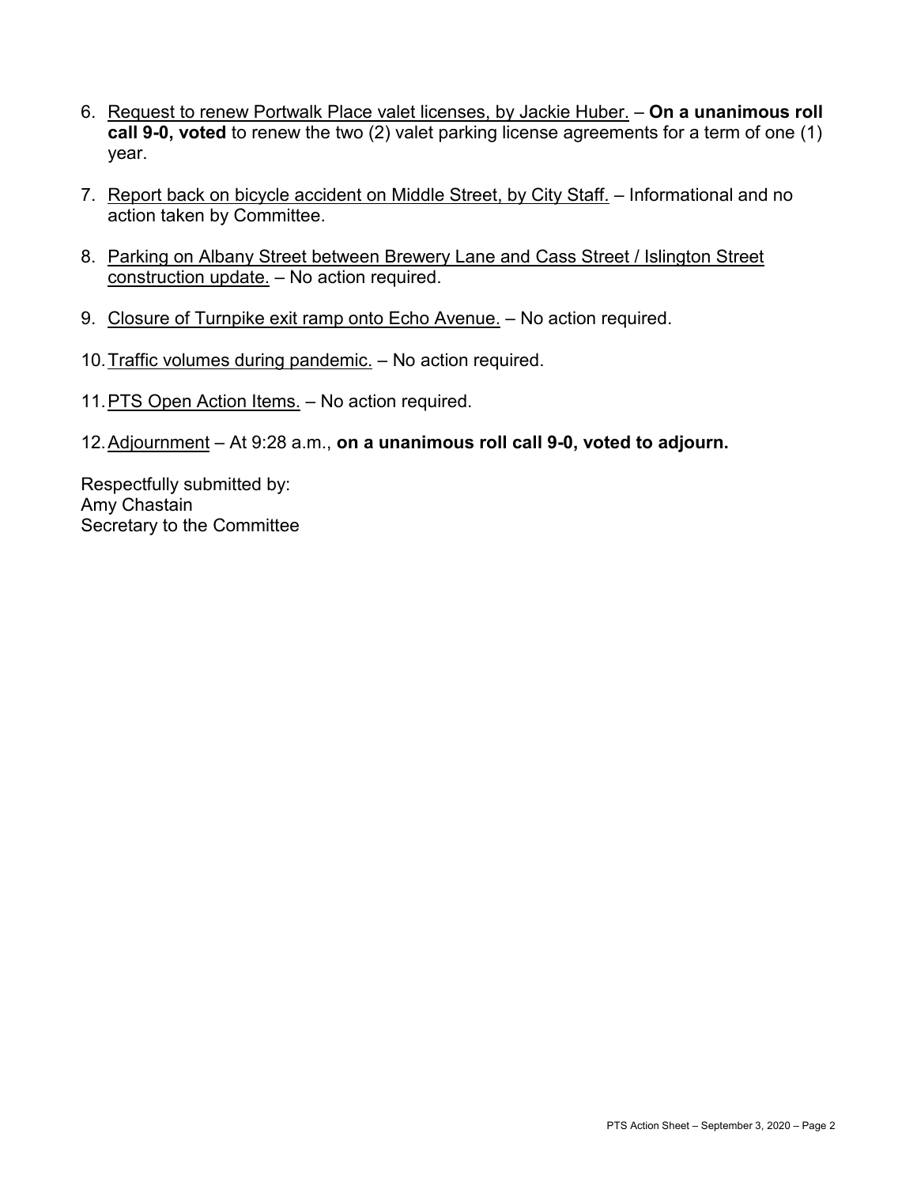6. Request to renew Portwalk Place valet licenses, by Jackie Huber. – **On a unanimous roll call 9-0, voted** to renew the two (2) valet parking license agreements for a term of one (1) year.

7. Report back on bicycle accident on Middle Street, by City Staff. – Informational and no action taken by Committee.

8. Parking on Albany Street between Brewery Lane and Cass Street / Islington Street construction update. – No action required.

9. Closure of Turnpike exit ramp onto Echo Avenue. – No action required.

10. Traffic volumes during pandemic. – No action required.

11. PTS Open Action Items. – No action required.

12. Adjournment – At 9:28 a.m., **on a unanimous roll call 9-0, voted to adjourn.**

Respectfully submitted by:
Amy Chastain
Secretary to the Committee